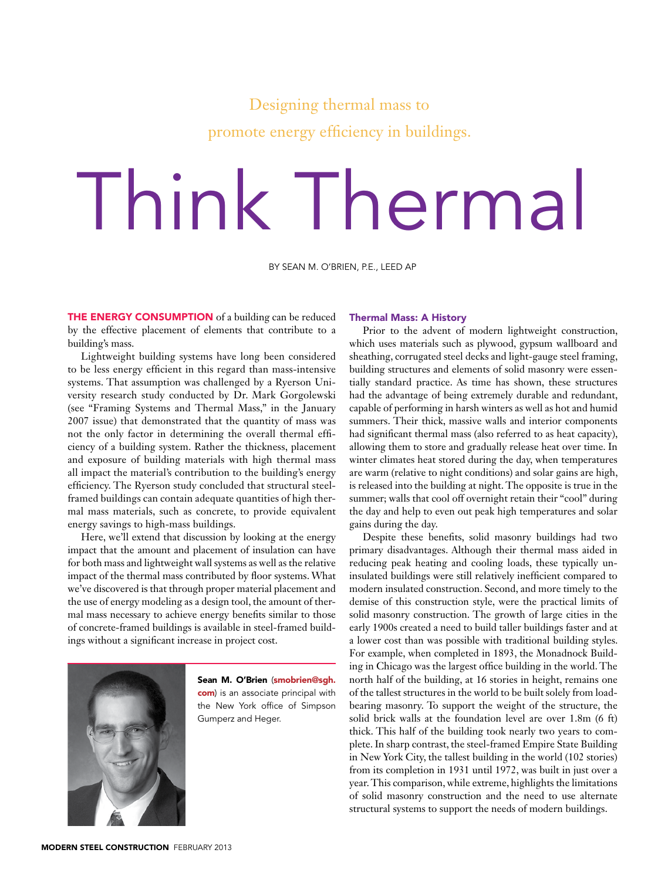Designing thermal mass to promote energy efficiency in buildings.

# Think Thermal

BY SEAN M. O'BRIEN, P.E., LEED AP

**THE ENERGY CONSUMPTION** of a building can be reduced by the effective placement of elements that contribute to a building's mass.

Lightweight building systems have long been considered to be less energy efficient in this regard than mass-intensive systems. That assumption was challenged by a Ryerson University research study conducted by Dr. Mark Gorgolewski (see "Framing Systems and Thermal Mass," in the January 2007 issue) that demonstrated that the quantity of mass was not the only factor in determining the overall thermal efficiency of a building system. Rather the thickness, placement and exposure of building materials with high thermal mass all impact the material's contribution to the building's energy efficiency. The Ryerson study concluded that structural steel-framed buildings can contain adequate quantities of high thermal mass materials, such as concrete, to provide equivalent energy savings to high-mass buildings.

Here, we'll extend that discussion by looking at the energy impact that the amount and placement of insulation can have for both mass and lightweight wall systems as well as the relative impact of the thermal mass contributed by floor systems. What we've discovered is that through proper material placement and the use of energy modeling as a design tool, the amount of thermal mass necessary to achieve energy benefits similar to those of concrete-framed buildings is available in steel-framed buildings without a significant increase in project cost.

**Sean M. O'Brien** (smobrien@sgh.com) is an associate principal with the New York office of Simpson Gumperz and Heger.

## Thermal Mass: A History

Prior to the advent of modern lightweight construction, which uses materials such as plywood, gypsum wallboard and sheathing, corrugated steel decks and light-gauge steel framing, building structures and elements of solid masonry were essentially standard practice. As time has shown, these structures had the advantage of being extremely durable and redundant, capable of performing in harsh winters as well as hot and humid summers. Their thick, massive walls and interior components had significant thermal mass (also referred to as heat capacity), allowing them to store and gradually release heat over time. In winter climates heat stored during the day, when temperatures are warm (relative to night conditions) and solar gains are high, is released into the building at night. The opposite is true in the summer; walls that cool off overnight retain their "cool" during the day and help to even out peak high temperatures and solar gains during the day.

Despite these benefits, solid masonry buildings had two primary disadvantages. Although their thermal mass aided in reducing peak heating and cooling loads, these typically uninsulated buildings were still relatively inefficient compared to modern insulated construction. Second, and more timely to the demise of this construction style, were the practical limits of solid masonry construction. The growth of large cities in the early 1900s created a need to build taller buildings faster and at a lower cost than was possible with traditional building styles. For example, when completed in 1893, the Monadnock Building in Chicago was the largest office building in the world. The north half of the building, at 16 stories in height, remains one of the tallest structures in the world to be built solely from load-bearing masonry. To support the weight of the structure, the solid brick walls at the foundation level are over 1.8m (6 ft) thick. This half of the building took nearly two years to complete. In sharp contrast, the steel-framed Empire State Building in New York City, the tallest building in the world (102 stories) from its completion in 1931 until 1972, was built in just over a year. This comparison, while extreme, highlights the limitations of solid masonry construction and the need to use alternate structural systems to support the needs of modern buildings.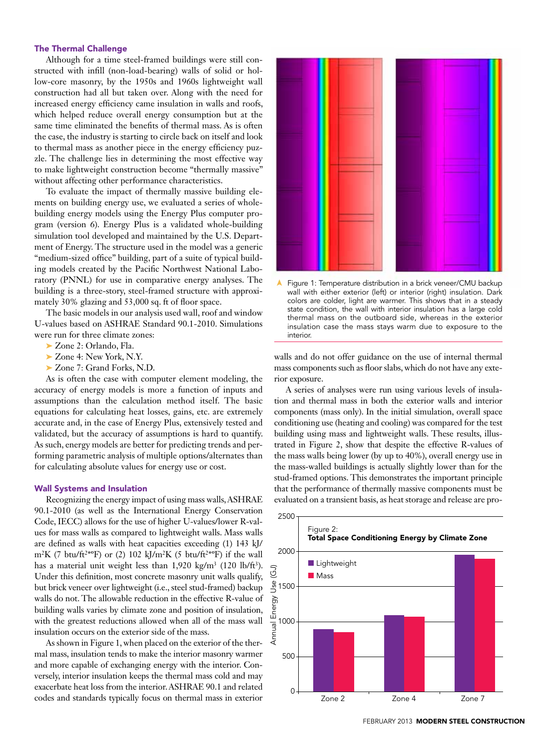## The Thermal Challenge

Although for a time steel-framed buildings were still constructed with infill (non-load-bearing) walls of solid or hollow-core masonry, by the 1950s and 1960s lightweight wall construction had all but taken over. Along with the need for increased energy efficiency came insulation in walls and roofs, which helped reduce overall energy consumption but at the same time eliminated the benefits of thermal mass. As is often the case, the industry is starting to circle back on itself and look to thermal mass as another piece in the energy efficiency puzzle. The challenge lies in determining the most effective way to make lightweight construction become "thermally massive" without affecting other performance characteristics.

To evaluate the impact of thermally massive building elements on building energy use, we evaluated a series of whole-building energy models using the Energy Plus computer program (version 6). Energy Plus is a validated whole-building simulation tool developed and maintained by the U.S. Department of Energy. The structure used in the model was a generic "medium-sized office" building, part of a suite of typical building models created by the Pacific Northwest National Laboratory (PNNL) for use in comparative energy analyses. The building is a three-story, steel-framed structure with approximately 30% glazing and 53,000 sq. ft of floor space.

The basic models in our analysis used wall, roof and window U-values based on ASHRAE Standard 90.1-2010. Simulations were run for three climate zones:

- Zone 2: Orlando, Fla.
- Zone 4: New York, N.Y.
- Zone 7: Grand Forks, N.D.

As is often the case with computer element modeling, the accuracy of energy models is more a function of inputs and assumptions than the calculation method itself. The basic equations for calculating heat losses, gains, etc. are extremely accurate and, in the case of Energy Plus, extensively tested and validated, but the accuracy of assumptions is hard to quantify. As such, energy models are better for predicting trends and performing parametric analysis of multiple options/alternates than for calculating absolute values for energy use or cost.

## Wall Systems and Insulation

Recognizing the energy impact of using mass walls, ASHRAE 90.1-2010 (as well as the International Energy Conservation Code, IECC) allows for the use of higher U-values/lower R-values for mass walls as compared to lightweight walls. Mass walls are defined as walls with heat capacities exceeding (1) 143 kJ/m²K (7 btu/ft²\*°F) or (2) 102 kJ/m²K (5 btu/ft²\*°F) if the wall has a material unit weight less than 1,920 kg/m³ (120 lb/ft³). Under this definition, most concrete masonry unit walls qualify, but brick veneer over lightweight (i.e., steel stud-framed) backup walls do not. The allowable reduction in the effective R-value of building walls varies by climate zone and position of insulation, with the greatest reductions allowed when all of the mass wall insulation occurs on the exterior side of the mass.

As shown in Figure 1, when placed on the exterior of the thermal mass, insulation tends to make the interior masonry warmer and more capable of exchanging energy with the interior. Conversely, interior insulation keeps the thermal mass cold and may exacerbate heat loss from the interior. ASHRAE 90.1 and related codes and standards typically focus on thermal mass in exterior walls and do not offer guidance on the use of internal thermal mass components such as floor slabs, which do not have any exterior exposure.

Figure 1: Temperature distribution in a brick veneer/CMU backup wall with either exterior (left) or interior (right) insulation. Dark colors are colder, light are warmer. This shows that in a steady state condition, the wall with interior insulation has a large cold thermal mass on the outboard side, whereas in the exterior insulation case the mass stays warm due to exposure to the interior.

A series of analyses were run using various levels of insulation and thermal mass in both the exterior walls and interior components (mass only). In the initial simulation, overall space conditioning use (heating and cooling) was compared for the test building using mass and lightweight walls. These results, illustrated in Figure 2, show that despite the effective R-values of the mass walls being lower (by up to 40%), overall energy use in the mass-walled buildings is actually slightly lower than for the stud-framed options. This demonstrates the important principle that the performance of thermally massive components must be evaluated on a transient basis, as heat storage and release are pro-

Figure 2: **Total Space Conditioning Energy by Climate Zone**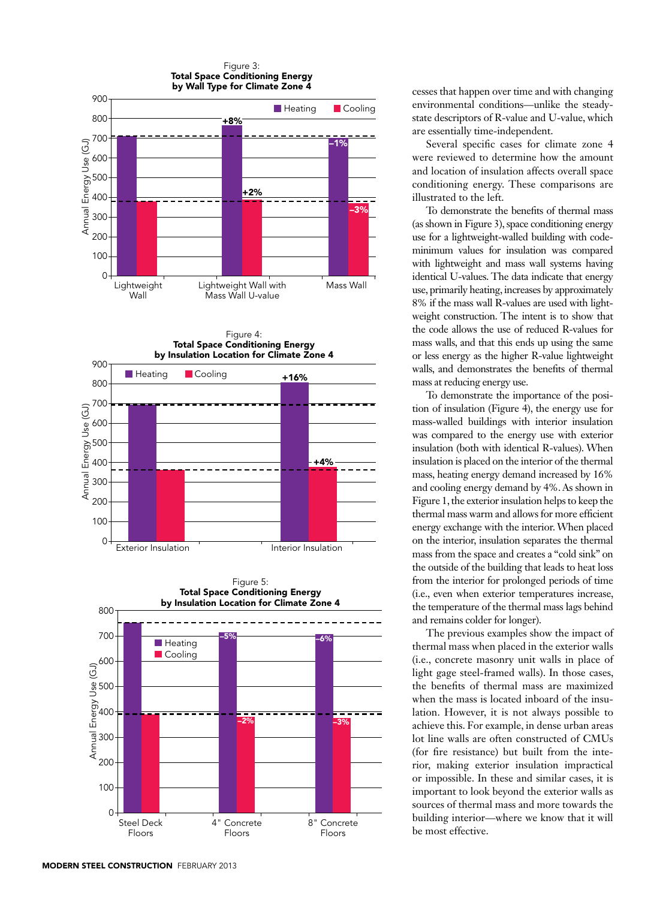Figure 3:
**Total Space Conditioning Energy by Wall Type for Climate Zone 4**

Figure 4:
**Total Space Conditioning Energy by Insulation Location for Climate Zone 4**

Figure 5:
**Total Space Conditioning Energy by Insulation Location for Climate Zone 4**

cesses that happen over time and with changing environmental conditions—unlike the steady-state descriptors of R-value and U-value, which are essentially time-independent.

Several specific cases for climate zone 4 were reviewed to determine how the amount and location of insulation affects overall space conditioning energy. These comparisons are illustrated to the left.

To demonstrate the benefits of thermal mass (as shown in Figure 3), space conditioning energy use for a lightweight-walled building with code-minimum values for insulation was compared with lightweight and mass wall systems having identical U-values. The data indicate that energy use, primarily heating, increases by approximately 8% if the mass wall R-values are used with lightweight construction. The intent is to show that the code allows the use of reduced R-values for mass walls, and that this ends up using the same or less energy as the higher R-value lightweight walls, and demonstrates the benefits of thermal mass at reducing energy use.

To demonstrate the importance of the position of insulation (Figure 4), the energy use for mass-walled buildings with interior insulation was compared to the energy use with exterior insulation (both with identical R-values). When insulation is placed on the interior of the thermal mass, heating energy demand increased by 16% and cooling energy demand by 4%. As shown in Figure 1, the exterior insulation helps to keep the thermal mass warm and allows for more efficient energy exchange with the interior. When placed on the interior, insulation separates the thermal mass from the space and creates a "cold sink" on the outside of the building that leads to heat loss from the interior for prolonged periods of time (i.e., even when exterior temperatures increase, the temperature of the thermal mass lags behind and remains colder for longer).

The previous examples show the impact of thermal mass when placed in the exterior walls (i.e., concrete masonry unit walls in place of light gage steel-framed walls). In those cases, the benefits of thermal mass are maximized when the mass is located inboard of the insulation. However, it is not always possible to achieve this. For example, in dense urban areas lot line walls are often constructed of CMUs (for fire resistance) but built from the interior, making exterior insulation impractical or impossible. In these and similar cases, it is important to look beyond the exterior walls as sources of thermal mass and more towards the building interior—where we know that it will be most effective.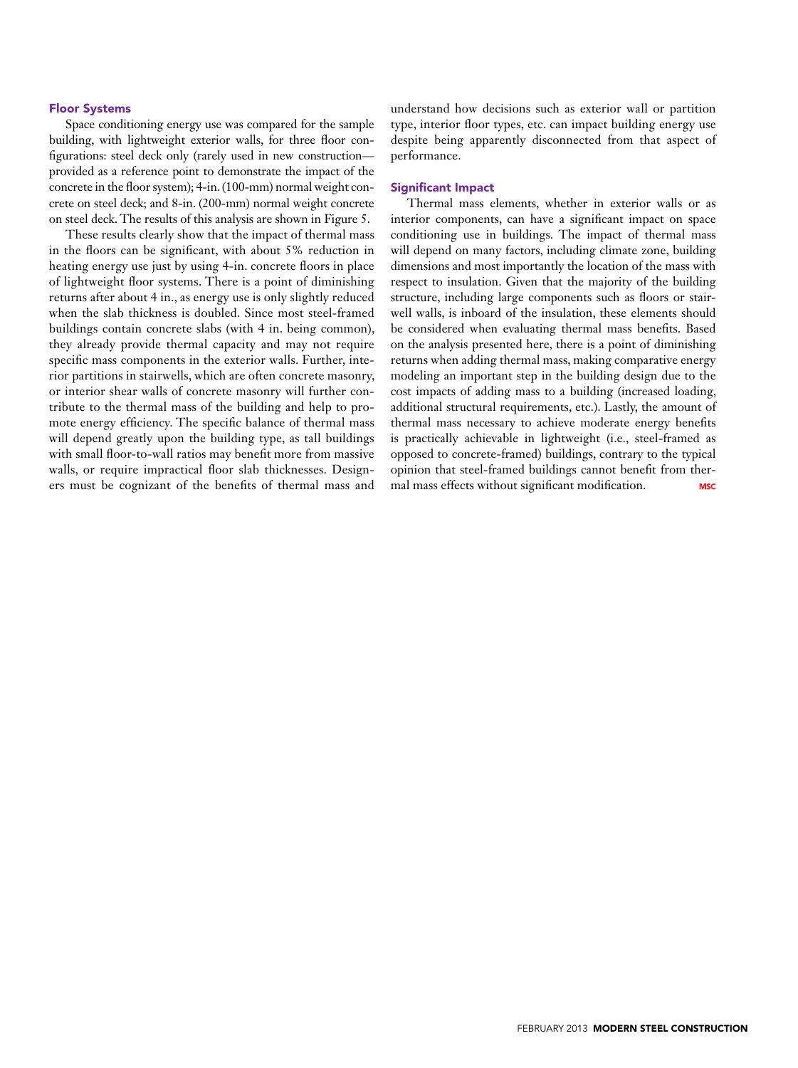## Floor Systems

Space conditioning energy use was compared for the sample building, with lightweight exterior walls, for three floor configurations: steel deck only (rarely used in new construction—provided as a reference point to demonstrate the impact of the concrete in the floor system); 4-in. (100-mm) normal weight concrete on steel deck; and 8-in. (200-mm) normal weight concrete on steel deck. The results of this analysis are shown in Figure 5.

These results clearly show that the impact of thermal mass in the floors can be significant, with about 5% reduction in heating energy use just by using 4-in. concrete floors in place of lightweight floor systems. There is a point of diminishing returns after about 4 in., as energy use is only slightly reduced when the slab thickness is doubled. Since most steel-framed buildings contain concrete slabs (with 4 in. being common), they already provide thermal capacity and may not require specific mass components in the exterior walls. Further, interior partitions in stairwells, which are often concrete masonry, or interior shear walls of concrete masonry will further contribute to the thermal mass of the building and help to promote energy efficiency. The specific balance of thermal mass will depend greatly upon the building type, as tall buildings with small floor-to-wall ratios may benefit more from massive walls, or require impractical floor slab thicknesses. Designers must be cognizant of the benefits of thermal mass and understand how decisions such as exterior wall or partition type, interior floor types, etc. can impact building energy use despite being apparently disconnected from that aspect of performance.

## Significant Impact

Thermal mass elements, whether in exterior walls or as interior components, can have a significant impact on space conditioning use in buildings. The impact of thermal mass will depend on many factors, including climate zone, building dimensions and most importantly the location of the mass with respect to insulation. Given that the majority of the building structure, including large components such as floors or stairwell walls, is inboard of the insulation, these elements should be considered when evaluating thermal mass benefits. Based on the analysis presented here, there is a point of diminishing returns when adding thermal mass, making comparative energy modeling an important step in the building design due to the cost impacts of adding mass to a building (increased loading, additional structural requirements, etc.). Lastly, the amount of thermal mass necessary to achieve moderate energy benefits is practically achievable in lightweight (i.e., steel-framed as opposed to concrete-framed) buildings, contrary to the typical opinion that steel-framed buildings cannot benefit from thermal mass effects without significant modification. MSC